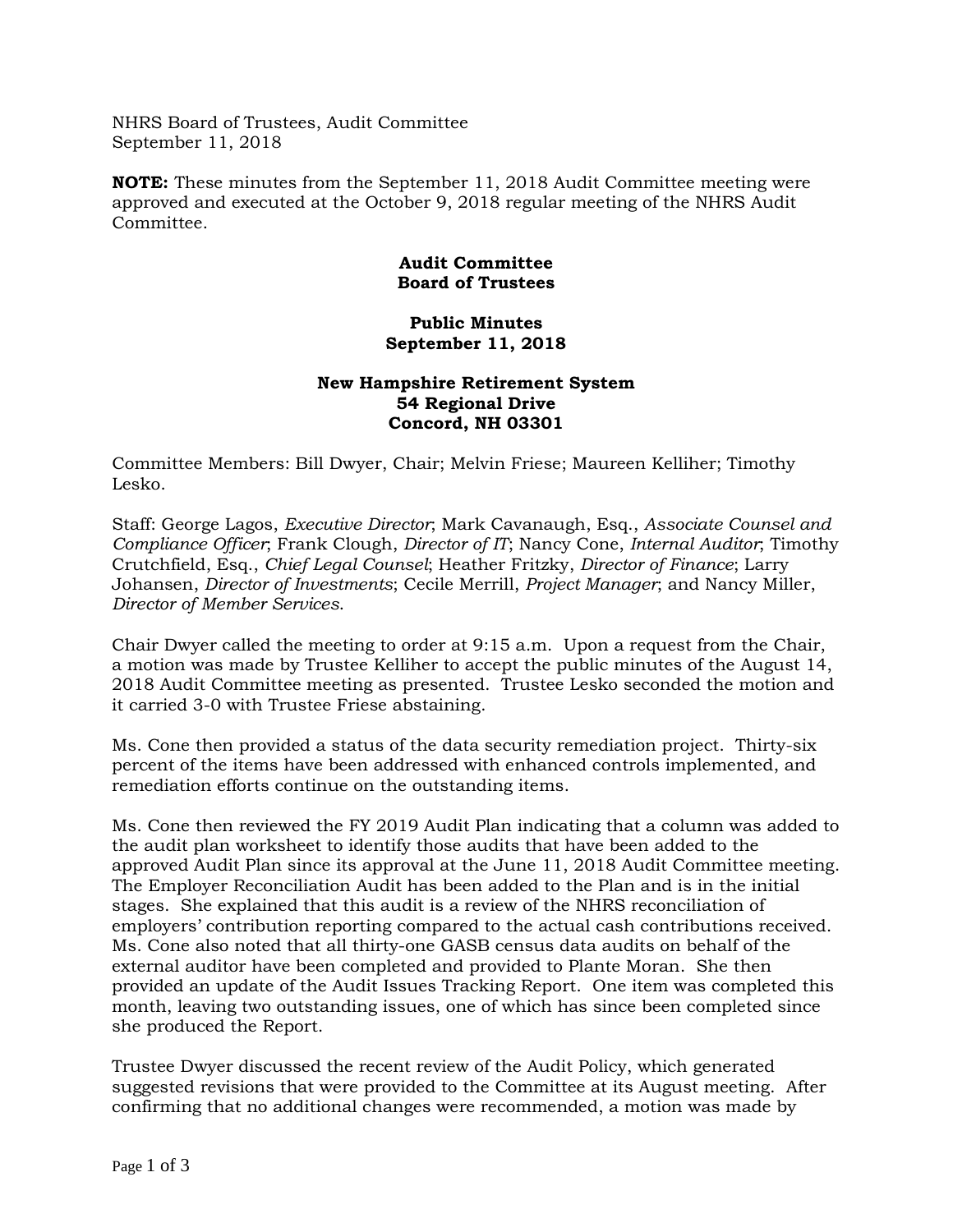NHRS Board of Trustees, Audit Committee
September 11, 2018

**NOTE:** These minutes from the September 11, 2018 Audit Committee meeting were approved and executed at the October 9, 2018 regular meeting of the NHRS Audit Committee.

**Audit Committee**
**Board of Trustees**

**Public Minutes**
**September 11, 2018**

**New Hampshire Retirement System**
**54 Regional Drive**
**Concord, NH 03301**

Committee Members: Bill Dwyer, Chair; Melvin Friese; Maureen Kelliher; Timothy Lesko.

Staff: George Lagos, *Executive Director*; Mark Cavanaugh, Esq., *Associate Counsel and Compliance Officer*; Frank Clough, *Director of IT*; Nancy Cone, *Internal Auditor*; Timothy Crutchfield, Esq., *Chief Legal Counsel*; Heather Fritzky, *Director of Finance*; Larry Johansen, *Director of Investments*; Cecile Merrill, *Project Manager*; and Nancy Miller, *Director of Member Services*.

Chair Dwyer called the meeting to order at 9:15 a.m. Upon a request from the Chair, a motion was made by Trustee Kelliher to accept the public minutes of the August 14, 2018 Audit Committee meeting as presented. Trustee Lesko seconded the motion and it carried 3-0 with Trustee Friese abstaining.

Ms. Cone then provided a status of the data security remediation project. Thirty-six percent of the items have been addressed with enhanced controls implemented, and remediation efforts continue on the outstanding items.

Ms. Cone then reviewed the FY 2019 Audit Plan indicating that a column was added to the audit plan worksheet to identify those audits that have been added to the approved Audit Plan since its approval at the June 11, 2018 Audit Committee meeting. The Employer Reconciliation Audit has been added to the Plan and is in the initial stages. She explained that this audit is a review of the NHRS reconciliation of employers' contribution reporting compared to the actual cash contributions received. Ms. Cone also noted that all thirty-one GASB census data audits on behalf of the external auditor have been completed and provided to Plante Moran. She then provided an update of the Audit Issues Tracking Report. One item was completed this month, leaving two outstanding issues, one of which has since been completed since she produced the Report.

Trustee Dwyer discussed the recent review of the Audit Policy, which generated suggested revisions that were provided to the Committee at its August meeting. After confirming that no additional changes were recommended, a motion was made by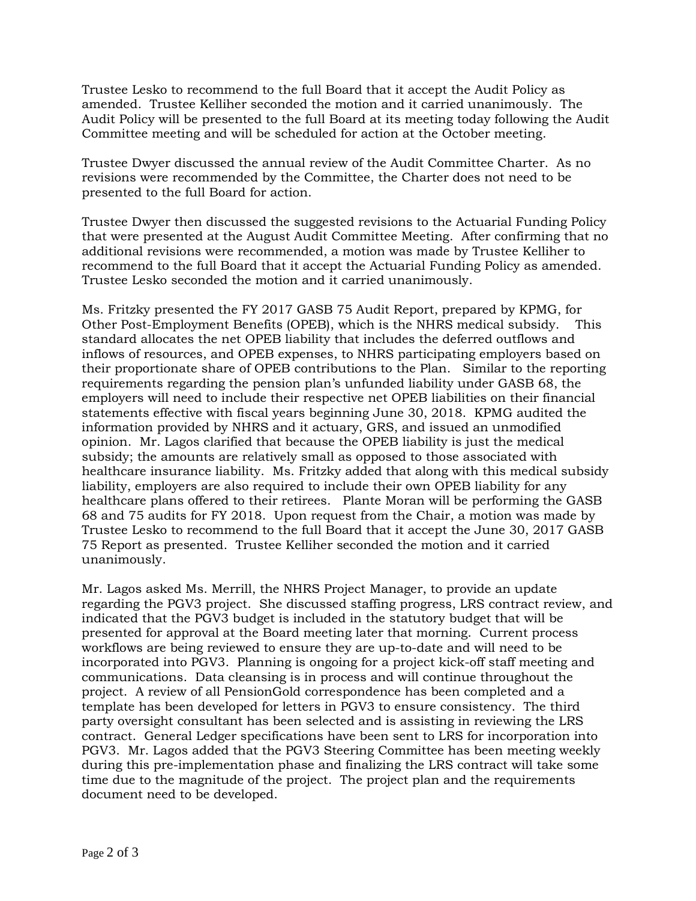Trustee Lesko to recommend to the full Board that it accept the Audit Policy as amended. Trustee Kelliher seconded the motion and it carried unanimously. The Audit Policy will be presented to the full Board at its meeting today following the Audit Committee meeting and will be scheduled for action at the October meeting.

Trustee Dwyer discussed the annual review of the Audit Committee Charter. As no revisions were recommended by the Committee, the Charter does not need to be presented to the full Board for action.

Trustee Dwyer then discussed the suggested revisions to the Actuarial Funding Policy that were presented at the August Audit Committee Meeting. After confirming that no additional revisions were recommended, a motion was made by Trustee Kelliher to recommend to the full Board that it accept the Actuarial Funding Policy as amended. Trustee Lesko seconded the motion and it carried unanimously.

Ms. Fritzky presented the FY 2017 GASB 75 Audit Report, prepared by KPMG, for Other Post-Employment Benefits (OPEB), which is the NHRS medical subsidy. This standard allocates the net OPEB liability that includes the deferred outflows and inflows of resources, and OPEB expenses, to NHRS participating employers based on their proportionate share of OPEB contributions to the Plan. Similar to the reporting requirements regarding the pension plan's unfunded liability under GASB 68, the employers will need to include their respective net OPEB liabilities on their financial statements effective with fiscal years beginning June 30, 2018. KPMG audited the information provided by NHRS and it actuary, GRS, and issued an unmodified opinion. Mr. Lagos clarified that because the OPEB liability is just the medical subsidy; the amounts are relatively small as opposed to those associated with healthcare insurance liability. Ms. Fritzky added that along with this medical subsidy liability, employers are also required to include their own OPEB liability for any healthcare plans offered to their retirees. Plante Moran will be performing the GASB 68 and 75 audits for FY 2018. Upon request from the Chair, a motion was made by Trustee Lesko to recommend to the full Board that it accept the June 30, 2017 GASB 75 Report as presented. Trustee Kelliher seconded the motion and it carried unanimously.

Mr. Lagos asked Ms. Merrill, the NHRS Project Manager, to provide an update regarding the PGV3 project. She discussed staffing progress, LRS contract review, and indicated that the PGV3 budget is included in the statutory budget that will be presented for approval at the Board meeting later that morning. Current process workflows are being reviewed to ensure they are up-to-date and will need to be incorporated into PGV3. Planning is ongoing for a project kick-off staff meeting and communications. Data cleansing is in process and will continue throughout the project. A review of all PensionGold correspondence has been completed and a template has been developed for letters in PGV3 to ensure consistency. The third party oversight consultant has been selected and is assisting in reviewing the LRS contract. General Ledger specifications have been sent to LRS for incorporation into PGV3. Mr. Lagos added that the PGV3 Steering Committee has been meeting weekly during this pre-implementation phase and finalizing the LRS contract will take some time due to the magnitude of the project. The project plan and the requirements document need to be developed.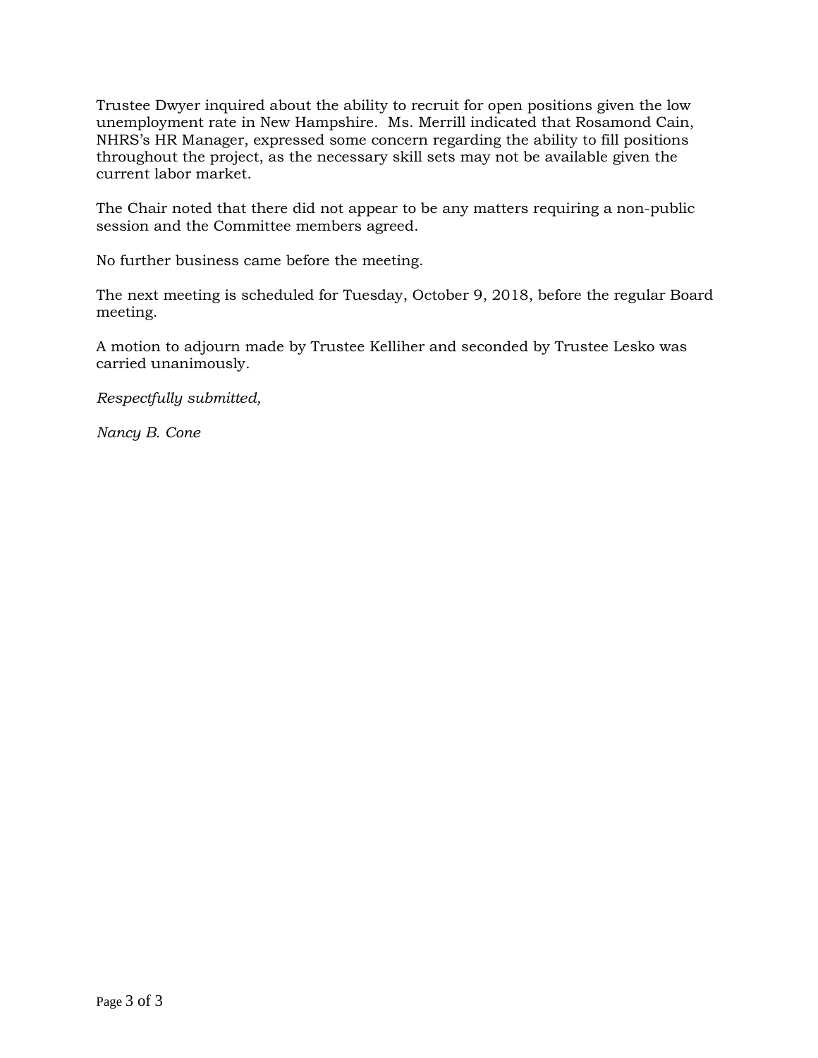Trustee Dwyer inquired about the ability to recruit for open positions given the low unemployment rate in New Hampshire. Ms. Merrill indicated that Rosamond Cain, NHRS's HR Manager, expressed some concern regarding the ability to fill positions throughout the project, as the necessary skill sets may not be available given the current labor market.

The Chair noted that there did not appear to be any matters requiring a non-public session and the Committee members agreed.

No further business came before the meeting.

The next meeting is scheduled for Tuesday, October 9, 2018, before the regular Board meeting.

A motion to adjourn made by Trustee Kelliher and seconded by Trustee Lesko was carried unanimously.

*Respectfully submitted,*

*Nancy B. Cone*